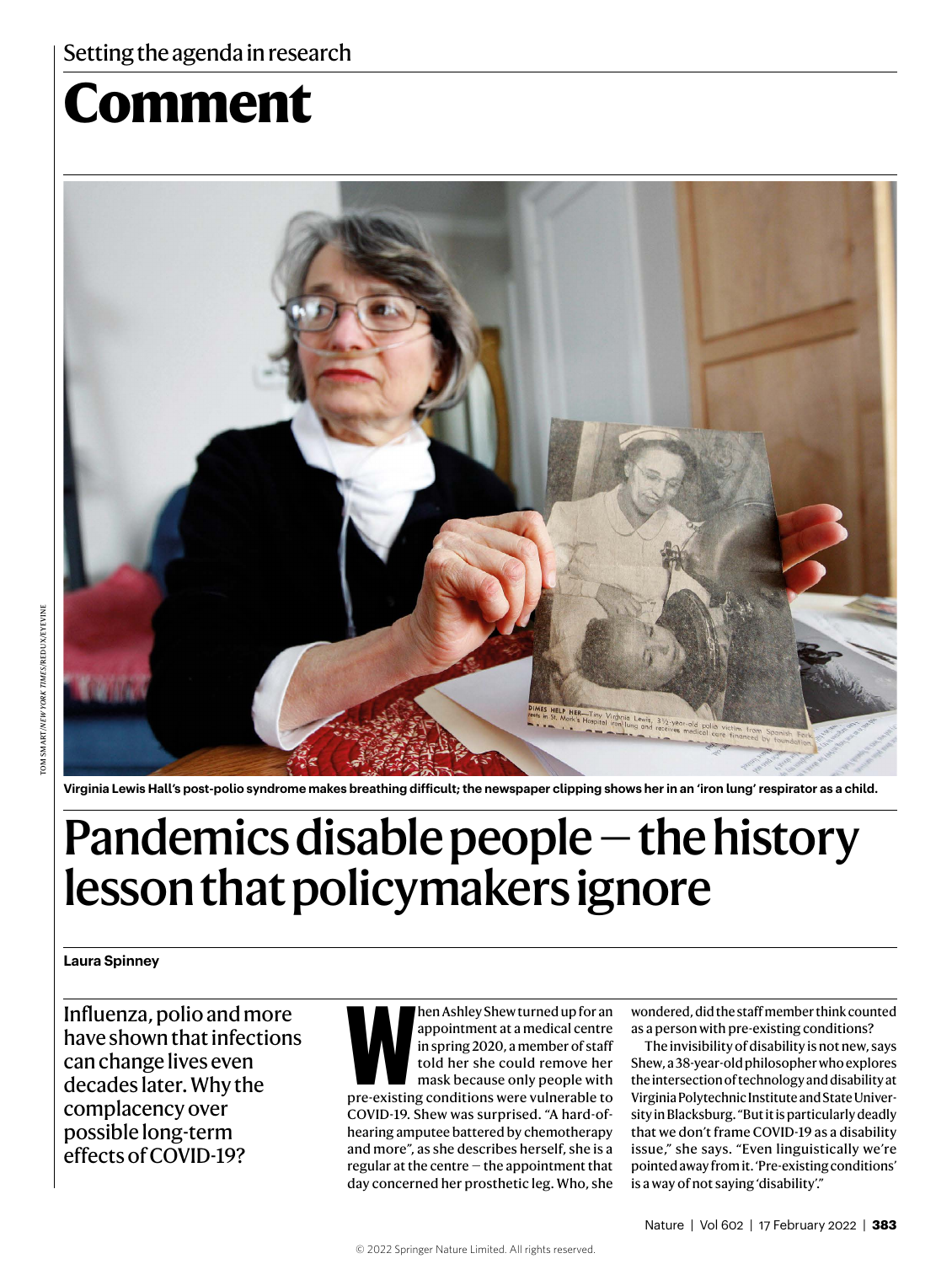# Comment

Virginia Lewis Hall's post-polio syndrome makes breathing difficult; the newspaper clipping shows her in an 'iron lung' respirator as a child.

# Pandemics disable people — the history lesson that policymakers ignore

**Laura Spinney**

Influenza, polio and more have shown that infections can change lives even decades later. Why the complacency over possible long-term effects of COVID-19?

When Ashley Shew turned up for an appointment at a medical centre in spring 2020, a member of staff told her she could remove her mask because only people with pre-existing conditions were vulnerable to COVID-19. Shew was surprised. "A hard-of-hearing amputee battered by chemotherapy and more", as she describes herself, she is a regular at the centre — the appointment that day concerned her prosthetic leg. Who, she wondered, did the staff member think counted as a person with pre-existing conditions?

The invisibility of disability is not new, says Shew, a 38-year-old philosopher who explores the intersection of technology and disability at Virginia Polytechnic Institute and State University in Blacksburg. "But it is particularly deadly that we don't frame COVID-19 as a disability issue," she says. "Even linguistically we're pointed away from it. 'Pre-existing conditions' is a way of not saying 'disability'."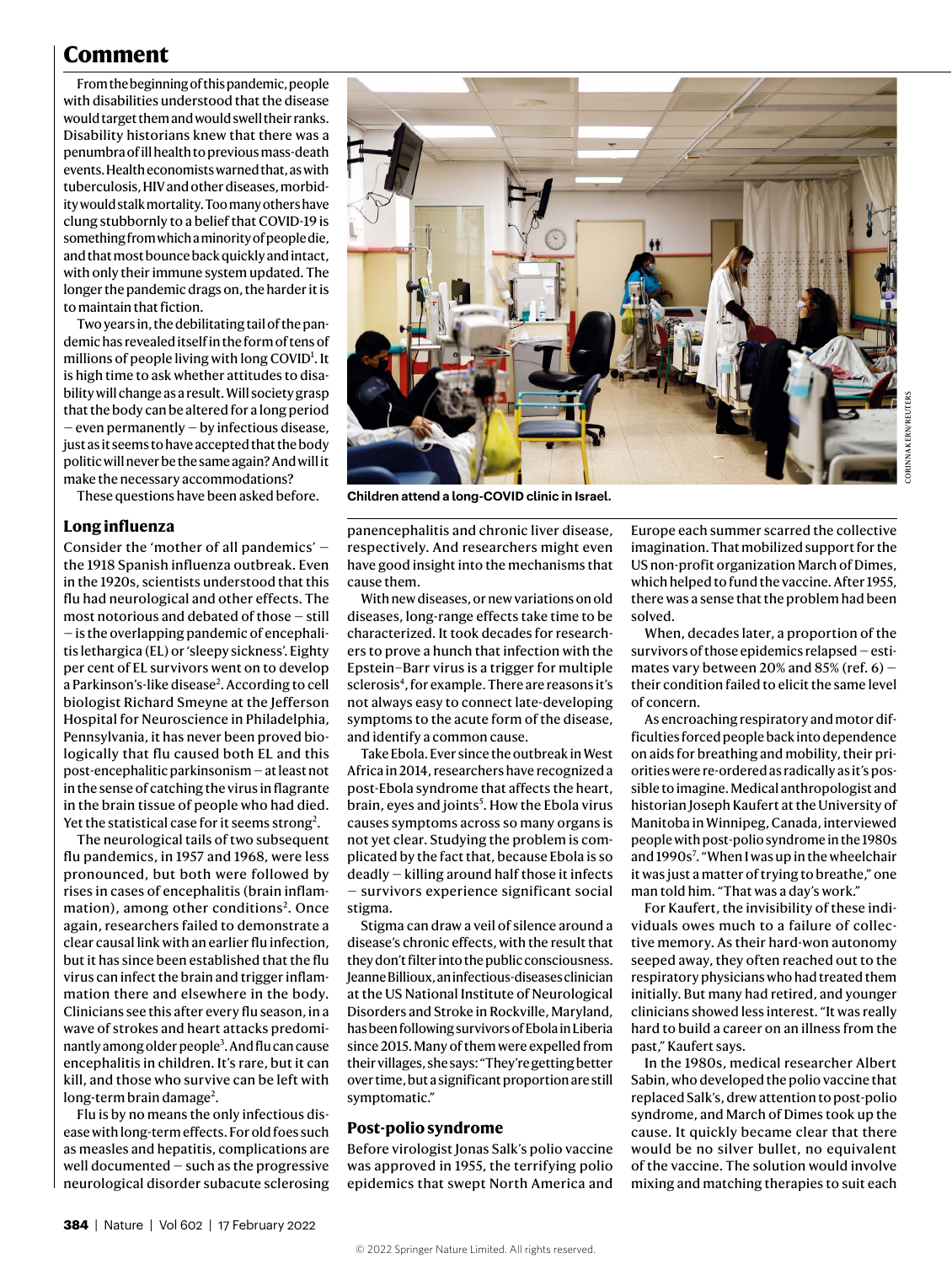From the beginning of this pandemic, people with disabilities understood that the disease would target them and would swell their ranks. Disability historians knew that there was a penumbra of ill health to previous mass-death events. Health economists warned that, as with tuberculosis, HIV and other diseases, morbidity would stalk mortality. Too many others have clung stubbornly to a belief that COVID-19 is something from which a minority of people die, and that most bounce back quickly and intact, with only their immune system updated. The longer the pandemic drags on, the harder it is to maintain that fiction.

Two years in, the debilitating tail of the pandemic has revealed itself in the form of tens of millions of people living with long COVID[1]. It is high time to ask whether attitudes to disability will change as a result. Will society grasp that the body can be altered for a long period — even permanently — by infectious disease, just as it seems to have accepted that the body politic will never be the same again? And will it make the necessary accommodations?

These questions have been asked before.

Children attend a long-COVID clinic in Israel.

## Long influenza

Consider the 'mother of all pandemics' — the 1918 Spanish influenza outbreak. Even in the 1920s, scientists understood that this flu had neurological and other effects. The most notorious and debated of those — still — is the overlapping pandemic of encephalitis lethargica (EL) or 'sleepy sickness'. Eighty per cent of EL survivors went on to develop a Parkinson's-like disease[2]. According to cell biologist Richard Smeyne at the Jefferson Hospital for Neuroscience in Philadelphia, Pennsylvania, it has never been proved biologically that flu caused both EL and this post-encephalitic parkinsonism — at least not in the sense of catching the virus in flagrante in the brain tissue of people who had died. Yet the statistical case for it seems strong[2].

The neurological tails of two subsequent flu pandemics, in 1957 and 1968, were less pronounced, but both were followed by rises in cases of encephalitis (brain inflammation), among other conditions[2]. Once again, researchers failed to demonstrate a clear causal link with an earlier flu infection, but it has since been established that the flu virus can infect the brain and trigger inflammation there and elsewhere in the body. Clinicians see this after every flu season, in a wave of strokes and heart attacks predominantly among older people[3]. And flu can cause encephalitis in children. It's rare, but it can kill, and those who survive can be left with long-term brain damage[2].

Flu is by no means the only infectious disease with long-term effects. For old foes such as measles and hepatitis, complications are well documented — such as the progressive neurological disorder subacute sclerosing panencephalitis and chronic liver disease, respectively. And researchers might even have good insight into the mechanisms that cause them.

With new diseases, or new variations on old diseases, long-range effects take time to be characterized. It took decades for researchers to prove a hunch that infection with the Epstein–Barr virus is a trigger for multiple sclerosis[4], for example. There are reasons it's not always easy to connect late-developing symptoms to the acute form of the disease, and identify a common cause.

Take Ebola. Ever since the outbreak in West Africa in 2014, researchers have recognized a post-Ebola syndrome that affects the heart, brain, eyes and joints[5]. How the Ebola virus causes symptoms across so many organs is not yet clear. Studying the problem is complicated by the fact that, because Ebola is so deadly — killing around half those it infects — survivors experience significant social stigma.

Stigma can draw a veil of silence around a disease's chronic effects, with the result that they don't filter into the public consciousness. Jeanne Billioux, an infectious-diseases clinician at the US National Institute of Neurological Disorders and Stroke in Rockville, Maryland, has been following survivors of Ebola in Liberia since 2015. Many of them were expelled from their villages, she says: "They're getting better over time, but a significant proportion are still symptomatic."

## Post-polio syndrome

Before virologist Jonas Salk's polio vaccine was approved in 1955, the terrifying polio epidemics that swept North America and Europe each summer scarred the collective imagination. That mobilized support for the US non-profit organization March of Dimes, which helped to fund the vaccine. After 1955, there was a sense that the problem had been solved.

When, decades later, a proportion of the survivors of those epidemics relapsed — estimates vary between 20% and 85% (ref. 6) — their condition failed to elicit the same level of concern.

As encroaching respiratory and motor difficulties forced people back into dependence on aids for breathing and mobility, their priorities were re-ordered as radically as it's possible to imagine. Medical anthropologist and historian Joseph Kaufert at the University of Manitoba in Winnipeg, Canada, interviewed people with post-polio syndrome in the 1980s and 1990s[7]. "When I was up in the wheelchair it was just a matter of trying to breathe," one man told him. "That was a day's work."

For Kaufert, the invisibility of these individuals owes much to a failure of collective memory. As their hard-won autonomy seeped away, they often reached out to the respiratory physicians who had treated them initially. But many had retired, and younger clinicians showed less interest. "It was really hard to build a career on an illness from the past," Kaufert says.

In the 1980s, medical researcher Albert Sabin, who developed the polio vaccine that replaced Salk's, drew attention to post-polio syndrome, and March of Dimes took up the cause. It quickly became clear that there would be no silver bullet, no equivalent of the vaccine. The solution would involve mixing and matching therapies to suit each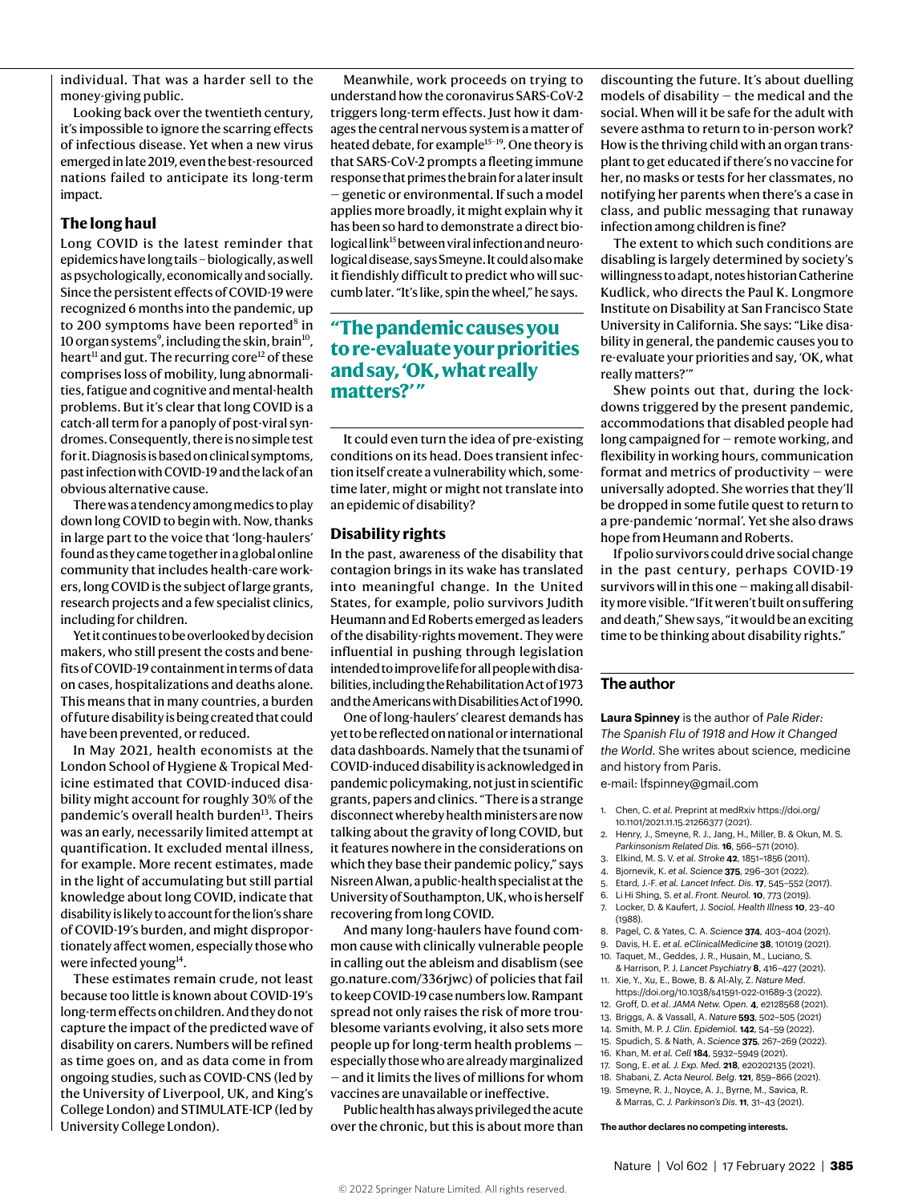individual. That was a harder sell to the money-giving public.

Looking back over the twentieth century, it's impossible to ignore the scarring effects of infectious disease. Yet when a new virus emerged in late 2019, even the best-resourced nations failed to anticipate its long-term impact.

## The long haul

Long COVID is the latest reminder that epidemics have long tails – biologically, as well as psychologically, economically and socially. Since the persistent effects of COVID-19 were recognized 6 months into the pandemic, up to 200 symptoms have been reported[8] in 10 organ systems[9], including the skin, brain[10], heart[11] and gut. The recurring core[12] of these comprises loss of mobility, lung abnormalities, fatigue and cognitive and mental-health problems. But it's clear that long COVID is a catch-all term for a panoply of post-viral syndromes. Consequently, there is no simple test for it. Diagnosis is based on clinical symptoms, past infection with COVID-19 and the lack of an obvious alternative cause.

There was a tendency among medics to play down long COVID to begin with. Now, thanks in large part to the voice that 'long-haulers' found as they came together in a global online community that includes health-care workers, long COVID is the subject of large grants, research projects and a few specialist clinics, including for children.

Yet it continues to be overlooked by decision makers, who still present the costs and benefits of COVID-19 containment in terms of data on cases, hospitalizations and deaths alone. This means that in many countries, a burden of future disability is being created that could have been prevented, or reduced.

In May 2021, health economists at the London School of Hygiene & Tropical Medicine estimated that COVID-induced disability might account for roughly 30% of the pandemic's overall health burden[13]. Theirs was an early, necessarily limited attempt at quantification. It excluded mental illness, for example. More recent estimates, made in the light of accumulating but still partial knowledge about long COVID, indicate that disability is likely to account for the lion's share of COVID-19's burden, and might disproportionately affect women, especially those who were infected young[14].

These estimates remain crude, not least because too little is known about COVID-19's long-term effects on children. And they do not capture the impact of the predicted wave of disability on carers. Numbers will be refined as time goes on, and as data come in from ongoing studies, such as COVID-CNS (led by the University of Liverpool, UK, and King's College London) and STIMULATE-ICP (led by University College London).

Meanwhile, work proceeds on trying to understand how the coronavirus SARS-CoV-2 triggers long-term effects. Just how it damages the central nervous system is a matter of heated debate, for example[15–19]. One theory is that SARS-CoV-2 prompts a fleeting immune response that primes the brain for a later insult — genetic or environmental. If such a model applies more broadly, it might explain why it has been so hard to demonstrate a direct biological link[15] between viral infection and neurological disease, says Smeyne. It could also make it fiendishly difficult to predict who will succumb later. "It's like, spin the wheel," he says.

> **"The pandemic causes you to re-evaluate your priorities and say, 'OK, what really matters?'"**

It could even turn the idea of pre-existing conditions on its head. Does transient infection itself create a vulnerability which, sometime later, might or might not translate into an epidemic of disability?

## Disability rights

In the past, awareness of the disability that contagion brings in its wake has translated into meaningful change. In the United States, for example, polio survivors Judith Heumann and Ed Roberts emerged as leaders of the disability-rights movement. They were influential in pushing through legislation intended to improve life for all people with disabilities, including the Rehabilitation Act of 1973 and the Americans with Disabilities Act of 1990.

One of long-haulers' clearest demands has yet to be reflected on national or international data dashboards. Namely that the tsunami of COVID-induced disability is acknowledged in pandemic policymaking, not just in scientific grants, papers and clinics. "There is a strange disconnect whereby health ministers are now talking about the gravity of long COVID, but it features nowhere in the considerations on which they base their pandemic policy," says Nisreen Alwan, a public-health specialist at the University of Southampton, UK, who is herself recovering from long COVID.

And many long-haulers have found common cause with clinically vulnerable people in calling out the ableism and disablism (see go.nature.com/336rjwc) of policies that fail to keep COVID-19 case numbers low. Rampant spread not only raises the risk of more troublesome variants evolving, it also sets more people up for long-term health problems — especially those who are already marginalized — and it limits the lives of millions for whom vaccines are unavailable or ineffective.

Public health has always privileged the acute over the chronic, but this is about more than discounting the future. It's about duelling models of disability — the medical and the social. When will it be safe for the adult with severe asthma to return to in-person work? How is the thriving child with an organ transplant to get educated if there's no vaccine for her, no masks or tests for her classmates, no notifying her parents when there's a case in class, and public messaging that runaway infection among children is fine?

The extent to which such conditions are disabling is largely determined by society's willingness to adapt, notes historian Catherine Kudlick, who directs the Paul K. Longmore Institute on Disability at San Francisco State University in California. She says: "Like disability in general, the pandemic causes you to re-evaluate your priorities and say, 'OK, what really matters?'"

Shew points out that, during the lockdowns triggered by the present pandemic, accommodations that disabled people had long campaigned for — remote working, and flexibility in working hours, communication format and metrics of productivity — were universally adopted. She worries that they'll be dropped in some futile quest to return to a pre-pandemic 'normal'. Yet she also draws hope from Heumann and Roberts.

If polio survivors could drive social change in the past century, perhaps COVID-19 survivors will in this one — making all disability more visible. "If it weren't built on suffering and death," Shew says, "it would be an exciting time to be thinking about disability rights."

## The author

**Laura Spinney** is the author of *Pale Rider: The Spanish Flu of 1918 and How it Changed the World.* She writes about science, medicine and history from Paris.
e-mail: lfspinney@gmail.com

1. Chen, C. *et al.* Preprint at medRxiv https://doi.org/10.1101/2021.11.15.21266377 (2021).
2. Henry, J., Smeyne, R. J., Jang, H., Miller, B. & Okun, M. S. *Parkinsonism Related Dis.* **16**, 566–571 (2010).
3. Elkind, M. S. V. *et al. Stroke* **42**, 1851–1856 (2011).
4. Bjornevik, K. *et al. Science* **375**, 296–301 (2022).
5. Etard, J.-F. *et al. Lancet Infect. Dis.* **17**, 545–552 (2017).
6. Li Hi Shing, S. *et al. Front. Neurol.* **10**, 773 (2019).
7. Locker, D. & Kaufert, J. *Sociol. Health Illness* **10**, 23–40 (1988).
8. Pagel, C. & Yates, C. A. *Science* **374**, 403–404 (2021).
9. Davis, H. E. *et al. eClinicalMedicine* **38**, 101019 (2021)
10. Taquet, M., Geddes, J. R., Husain, M., Luciano, S. & Harrison, P. J. *Lancet Psychiatry* **8**, 416–427 (2021).
11. Xie, Y., Xu, E., Bowe, B. & Al-Aly, Z. *Nature Med.* https://doi.org/10.1038/s41591-022-01689-3 (2022).
12. Groff, D. *et al. JAMA Netw. Open.* **4**, e2128568 (2021).
13. Briggs, A. & Vassall, A. *Nature* **593**, 502–505 (2021)
14. Smith, M. P. *J. Clin. Epidemiol.* **142**, 54–59 (2022).
15. Spudich, S. & Nath, A. *Science* **375**, 267–269 (2022).
16. Khan, M. *et al. Cell* **184**, 5932–5949 (2021).
17. Song, E. *et al. J. Exp. Med.* **218**, e20202135 (2021).
18. Shabani, Z. *Acta Neurol. Belg.* **121**, 859–866 (2021).
19. Smeyne, R. J., Noyce, A. J., Byrne, M., Savica, R. & Marras, C. *J. Parkinson's Dis.* **11**, 31–43 (2021).

**The author declares no competing interests.**